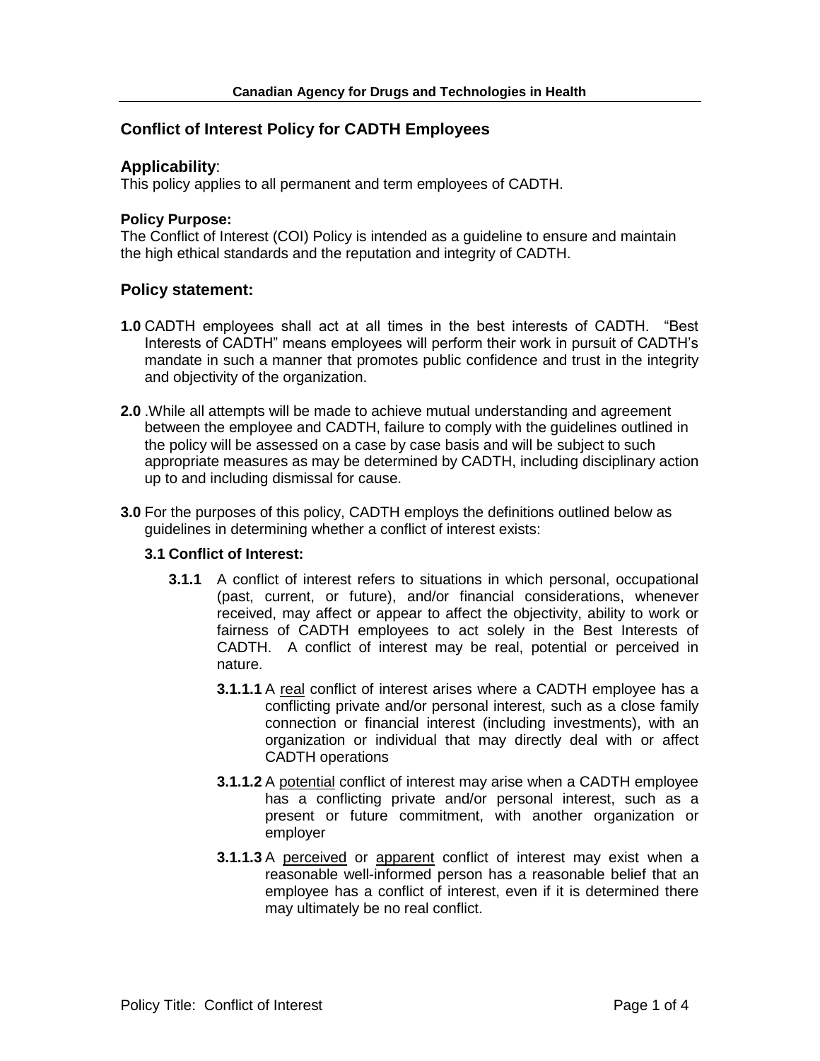**Canadian Agency for Drugs and Technologies in Health**

## Conflict of Interest Policy for CADTH Employees

### Applicability:

This policy applies to all permanent and term employees of CADTH.

**Policy Purpose:**

The Conflict of Interest (COI) Policy is intended as a guideline to ensure and maintain the high ethical standards and the reputation and integrity of CADTH.

### Policy statement:

**1.0** CADTH employees shall act at all times in the best interests of CADTH. "Best Interests of CADTH" means employees will perform their work in pursuit of CADTH's mandate in such a manner that promotes public confidence and trust in the integrity and objectivity of the organization.

**2.0** .While all attempts will be made to achieve mutual understanding and agreement between the employee and CADTH, failure to comply with the guidelines outlined in the policy will be assessed on a case by case basis and will be subject to such appropriate measures as may be determined by CADTH, including disciplinary action up to and including dismissal for cause.

**3.0** For the purposes of this policy, CADTH employs the definitions outlined below as guidelines in determining whether a conflict of interest exists:

**3.1 Conflict of Interest:**

**3.1.1** A conflict of interest refers to situations in which personal, occupational (past, current, or future), and/or financial considerations, whenever received, may affect or appear to affect the objectivity, ability to work or fairness of CADTH employees to act solely in the Best Interests of CADTH. A conflict of interest may be real, potential or perceived in nature.

**3.1.1.1** A real conflict of interest arises where a CADTH employee has a conflicting private and/or personal interest, such as a close family connection or financial interest (including investments), with an organization or individual that may directly deal with or affect CADTH operations

**3.1.1.2** A potential conflict of interest may arise when a CADTH employee has a conflicting private and/or personal interest, such as a present or future commitment, with another organization or employer

**3.1.1.3** A perceived or apparent conflict of interest may exist when a reasonable well-informed person has a reasonable belief that an employee has a conflict of interest, even if it is determined there may ultimately be no real conflict.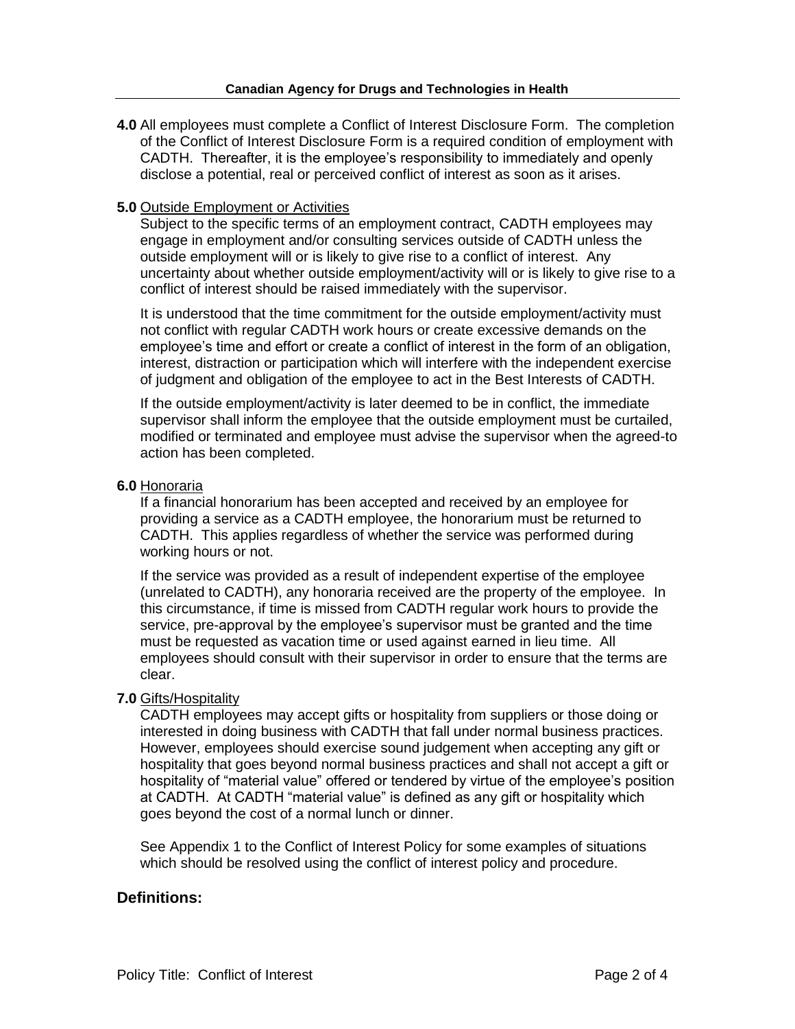**4.0** All employees must complete a Conflict of Interest Disclosure Form. The completion of the Conflict of Interest Disclosure Form is a required condition of employment with CADTH. Thereafter, it is the employee's responsibility to immediately and openly disclose a potential, real or perceived conflict of interest as soon as it arises.

**5.0** Outside Employment or Activities

Subject to the specific terms of an employment contract, CADTH employees may engage in employment and/or consulting services outside of CADTH unless the outside employment will or is likely to give rise to a conflict of interest. Any uncertainty about whether outside employment/activity will or is likely to give rise to a conflict of interest should be raised immediately with the supervisor.

It is understood that the time commitment for the outside employment/activity must not conflict with regular CADTH work hours or create excessive demands on the employee's time and effort or create a conflict of interest in the form of an obligation, interest, distraction or participation which will interfere with the independent exercise of judgment and obligation of the employee to act in the Best Interests of CADTH.

If the outside employment/activity is later deemed to be in conflict, the immediate supervisor shall inform the employee that the outside employment must be curtailed, modified or terminated and employee must advise the supervisor when the agreed-to action has been completed.

**6.0** Honoraria

If a financial honorarium has been accepted and received by an employee for providing a service as a CADTH employee, the honorarium must be returned to CADTH. This applies regardless of whether the service was performed during working hours or not.

If the service was provided as a result of independent expertise of the employee (unrelated to CADTH), any honoraria received are the property of the employee. In this circumstance, if time is missed from CADTH regular work hours to provide the service, pre-approval by the employee's supervisor must be granted and the time must be requested as vacation time or used against earned in lieu time. All employees should consult with their supervisor in order to ensure that the terms are clear.

**7.0** Gifts/Hospitality

CADTH employees may accept gifts or hospitality from suppliers or those doing or interested in doing business with CADTH that fall under normal business practices. However, employees should exercise sound judgement when accepting any gift or hospitality that goes beyond normal business practices and shall not accept a gift or hospitality of "material value" offered or tendered by virtue of the employee's position at CADTH. At CADTH "material value" is defined as any gift or hospitality which goes beyond the cost of a normal lunch or dinner.

See Appendix 1 to the Conflict of Interest Policy for some examples of situations which should be resolved using the conflict of interest policy and procedure.

## Definitions: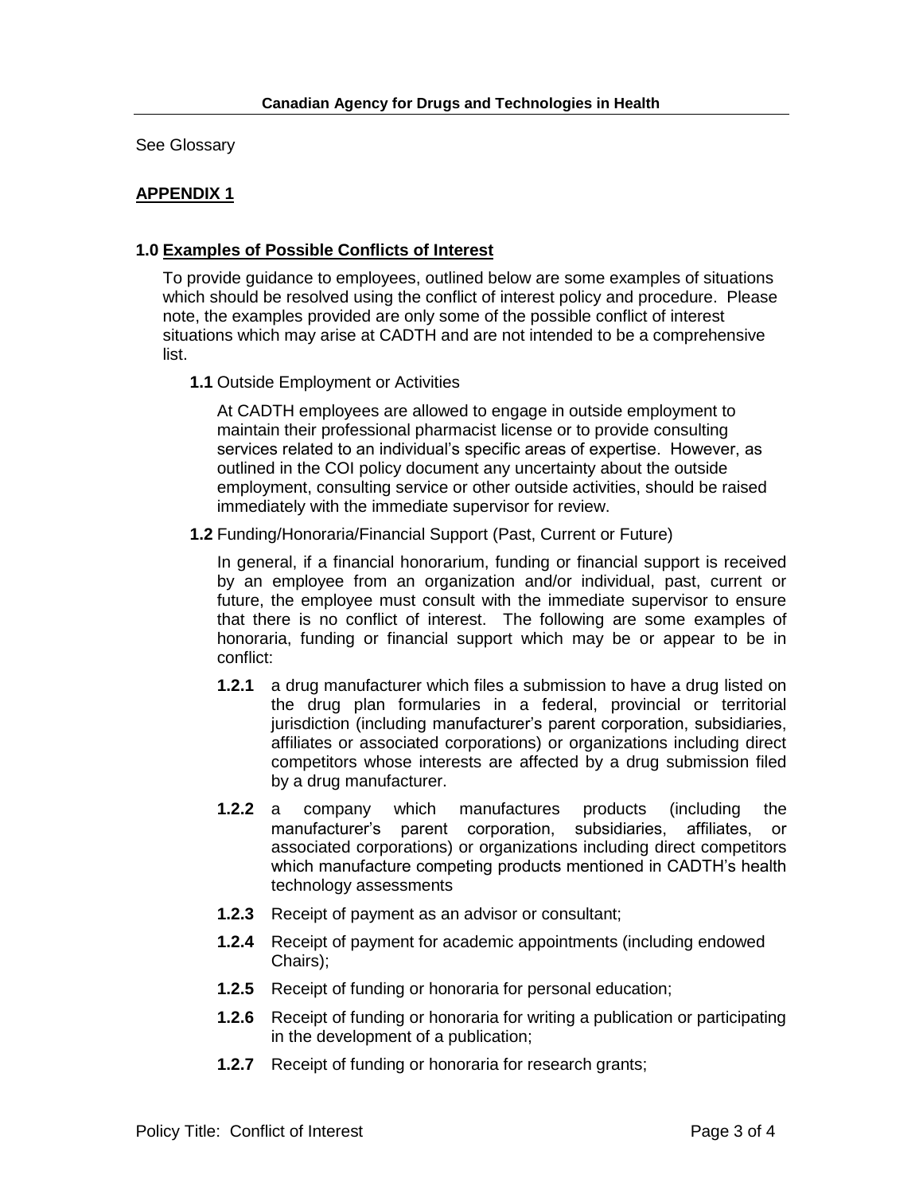See Glossary

## APPENDIX 1

### 1.0 Examples of Possible Conflicts of Interest

To provide guidance to employees, outlined below are some examples of situations which should be resolved using the conflict of interest policy and procedure. Please note, the examples provided are only some of the possible conflict of interest situations which may arise at CADTH and are not intended to be a comprehensive list.

**1.1** Outside Employment or Activities

At CADTH employees are allowed to engage in outside employment to maintain their professional pharmacist license or to provide consulting services related to an individual's specific areas of expertise. However, as outlined in the COI policy document any uncertainty about the outside employment, consulting service or other outside activities, should be raised immediately with the immediate supervisor for review.

**1.2** Funding/Honoraria/Financial Support (Past, Current or Future)

In general, if a financial honorarium, funding or financial support is received by an employee from an organization and/or individual, past, current or future, the employee must consult with the immediate supervisor to ensure that there is no conflict of interest. The following are some examples of honoraria, funding or financial support which may be or appear to be in conflict:

**1.2.1** a drug manufacturer which files a submission to have a drug listed on the drug plan formularies in a federal, provincial or territorial jurisdiction (including manufacturer's parent corporation, subsidiaries, affiliates or associated corporations) or organizations including direct competitors whose interests are affected by a drug submission filed by a drug manufacturer.

**1.2.2** a company which manufactures products (including the manufacturer's parent corporation, subsidiaries, affiliates, or associated corporations) or organizations including direct competitors which manufacture competing products mentioned in CADTH's health technology assessments

**1.2.3** Receipt of payment as an advisor or consultant;

**1.2.4** Receipt of payment for academic appointments (including endowed Chairs);

**1.2.5** Receipt of funding or honoraria for personal education;

**1.2.6** Receipt of funding or honoraria for writing a publication or participating in the development of a publication;

**1.2.7** Receipt of funding or honoraria for research grants;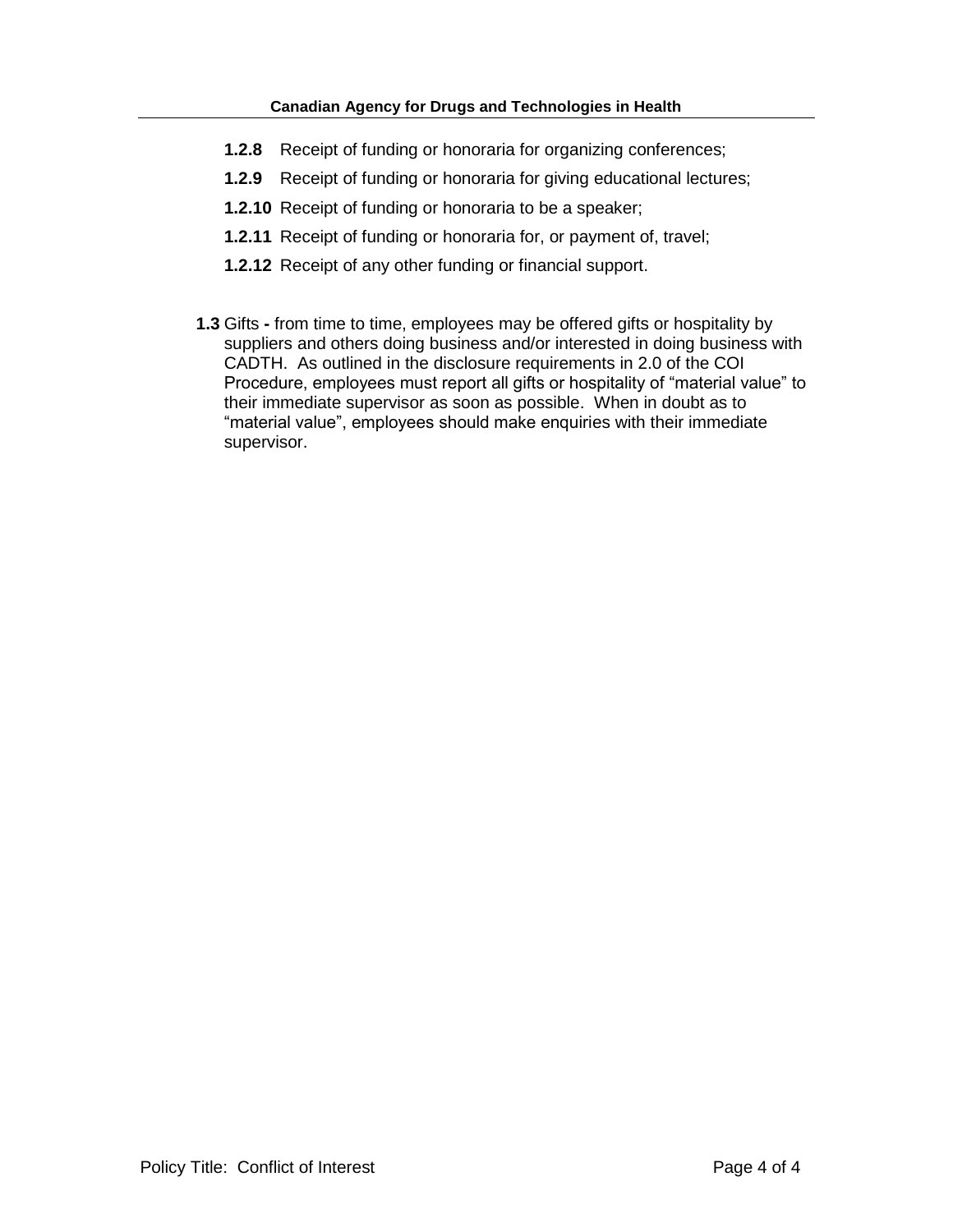**1.2.8** Receipt of funding or honoraria for organizing conferences;

**1.2.9** Receipt of funding or honoraria for giving educational lectures;

**1.2.10** Receipt of funding or honoraria to be a speaker;

**1.2.11** Receipt of funding or honoraria for, or payment of, travel;

**1.2.12** Receipt of any other funding or financial support.

**1.3** Gifts **-** from time to time, employees may be offered gifts or hospitality by suppliers and others doing business and/or interested in doing business with CADTH. As outlined in the disclosure requirements in 2.0 of the COI Procedure, employees must report all gifts or hospitality of “material value” to their immediate supervisor as soon as possible. When in doubt as to “material value”, employees should make enquiries with their immediate supervisor.